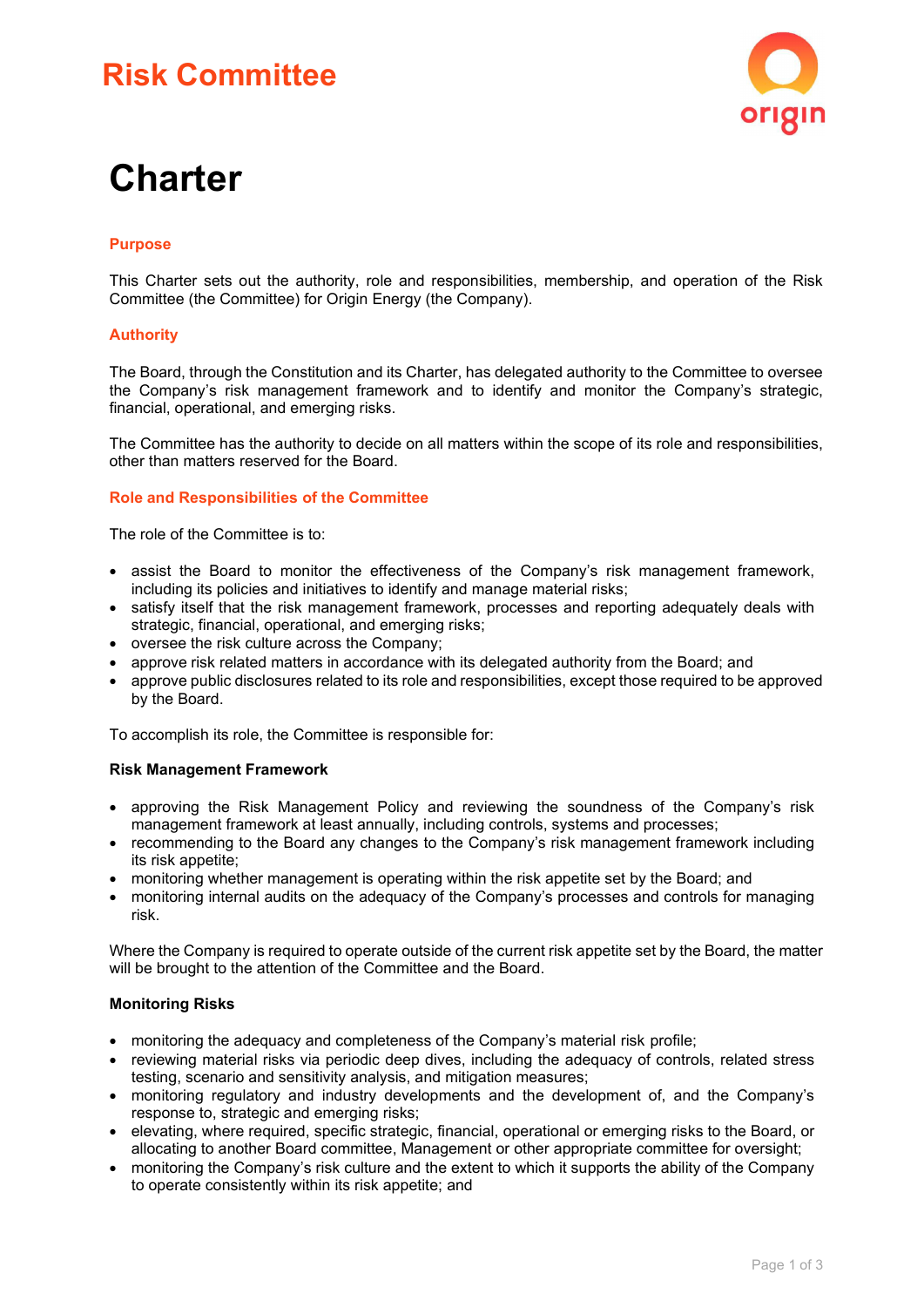# Risk Committee

# Charter

## Purpose

This Charter sets out the authority, role and responsibilities, membership, and operation of the Risk Committee (the Committee) for Origin Energy (the Company).

## Authority

The Board, through the Constitution and its Charter, has delegated authority to the Committee to oversee the Company's risk management framework and to identify and monitor the Company's strategic, financial, operational, and emerging risks.

The Committee has the authority to decide on all matters within the scope of its role and responsibilities, other than matters reserved for the Board.

## Role and Responsibilities of the Committee

The role of the Committee is to:

- assist the Board to monitor the effectiveness of the Company's risk management framework, including its policies and initiatives to identify and manage material risks;
- satisfy itself that the risk management framework, processes and reporting adequately deals with strategic, financial, operational, and emerging risks;
- oversee the risk culture across the Company;
- approve risk related matters in accordance with its delegated authority from the Board; and
- approve public disclosures related to its role and responsibilities, except those required to be approved by the Board.

To accomplish its role, the Committee is responsible for:

### Risk Management Framework

- approving the Risk Management Policy and reviewing the soundness of the Company's risk management framework at least annually, including controls, systems and processes;
- recommending to the Board any changes to the Company's risk management framework including its risk appetite;
- monitoring whether management is operating within the risk appetite set by the Board; and
- monitoring internal audits on the adequacy of the Company's processes and controls for managing risk.

Where the Company is required to operate outside of the current risk appetite set by the Board, the matter will be brought to the attention of the Committee and the Board.

### Monitoring Risks

- monitoring the adequacy and completeness of the Company's material risk profile;
- reviewing material risks via periodic deep dives, including the adequacy of controls, related stress testing, scenario and sensitivity analysis, and mitigation measures;
- monitoring regulatory and industry developments and the development of, and the Company's response to, strategic and emerging risks;
- elevating, where required, specific strategic, financial, operational or emerging risks to the Board, or allocating to another Board committee, Management or other appropriate committee for oversight;
- monitoring the Company's risk culture and the extent to which it supports the ability of the Company to operate consistently within its risk appetite; and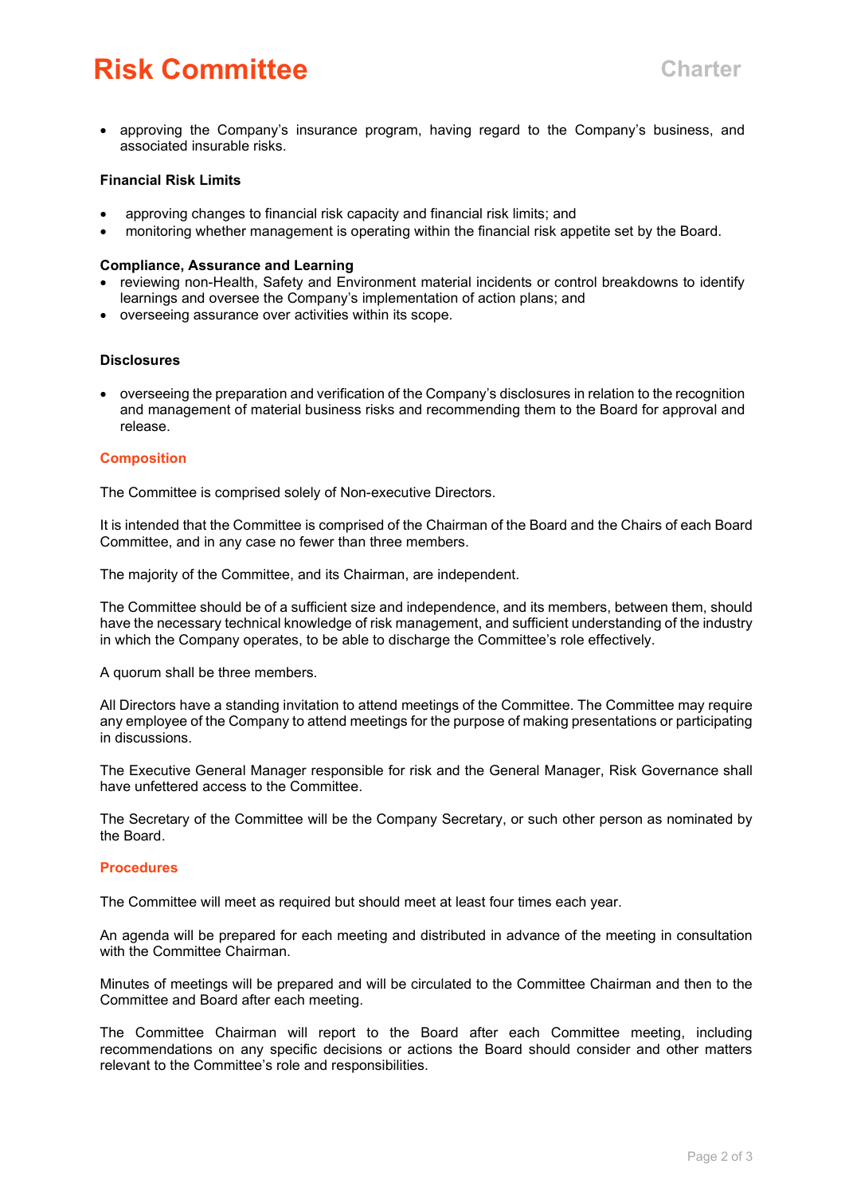- approving the Company's insurance program, having regard to the Company's business, and associated insurable risks.

**Financial Risk Limits**

- approving changes to financial risk capacity and financial risk limits; and
- monitoring whether management is operating within the financial risk appetite set by the Board.

**Compliance, Assurance and Learning**

- reviewing non-Health, Safety and Environment material incidents or control breakdowns to identify learnings and oversee the Company's implementation of action plans; and
- overseeing assurance over activities within its scope.

**Disclosures**

- overseeing the preparation and verification of the Company's disclosures in relation to the recognition and management of material business risks and recommending them to the Board for approval and release.

## Composition

The Committee is comprised solely of Non-executive Directors.

It is intended that the Committee is comprised of the Chairman of the Board and the Chairs of each Board Committee, and in any case no fewer than three members.

The majority of the Committee, and its Chairman, are independent.

The Committee should be of a sufficient size and independence, and its members, between them, should have the necessary technical knowledge of risk management, and sufficient understanding of the industry in which the Company operates, to be able to discharge the Committee's role effectively.

A quorum shall be three members.

All Directors have a standing invitation to attend meetings of the Committee. The Committee may require any employee of the Company to attend meetings for the purpose of making presentations or participating in discussions.

The Executive General Manager responsible for risk and the General Manager, Risk Governance shall have unfettered access to the Committee.

The Secretary of the Committee will be the Company Secretary, or such other person as nominated by the Board.

## Procedures

The Committee will meet as required but should meet at least four times each year.

An agenda will be prepared for each meeting and distributed in advance of the meeting in consultation with the Committee Chairman.

Minutes of meetings will be prepared and will be circulated to the Committee Chairman and then to the Committee and Board after each meeting.

The Committee Chairman will report to the Board after each Committee meeting, including recommendations on any specific decisions or actions the Board should consider and other matters relevant to the Committee's role and responsibilities.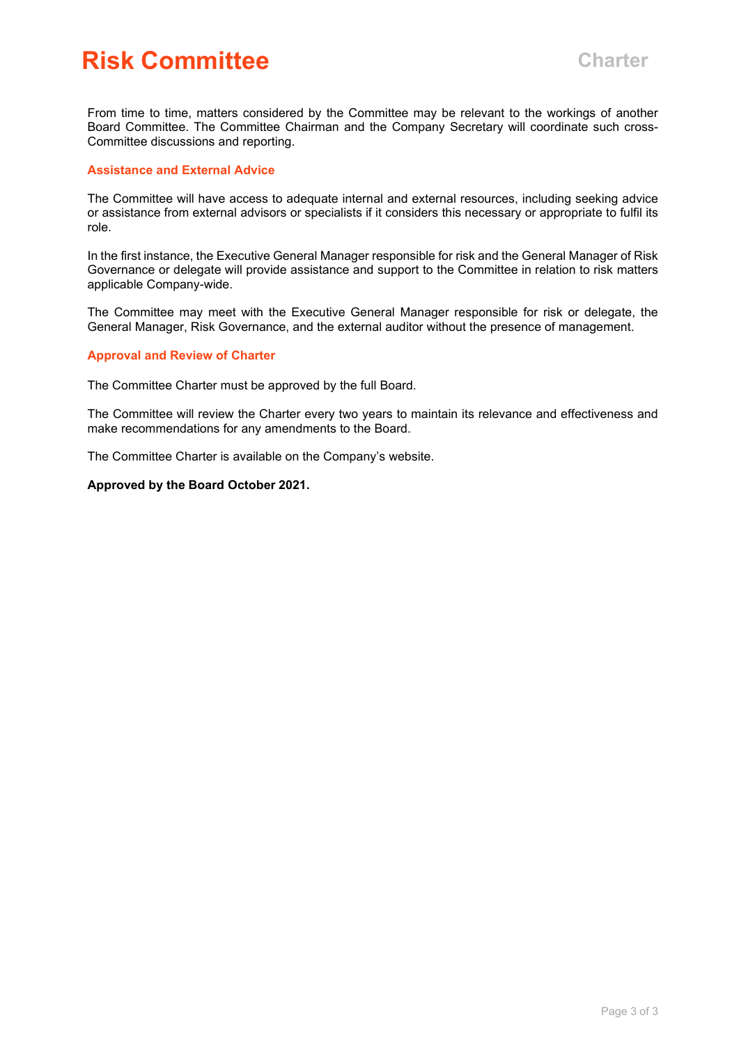From time to time, matters considered by the Committee may be relevant to the workings of another Board Committee. The Committee Chairman and the Company Secretary will coordinate such cross-Committee discussions and reporting.

### Assistance and External Advice

The Committee will have access to adequate internal and external resources, including seeking advice or assistance from external advisors or specialists if it considers this necessary or appropriate to fulfil its role.

In the first instance, the Executive General Manager responsible for risk and the General Manager of Risk Governance or delegate will provide assistance and support to the Committee in relation to risk matters applicable Company-wide.

The Committee may meet with the Executive General Manager responsible for risk or delegate, the General Manager, Risk Governance, and the external auditor without the presence of management.

### Approval and Review of Charter

The Committee Charter must be approved by the full Board.

The Committee will review the Charter every two years to maintain its relevance and effectiveness and make recommendations for any amendments to the Board.

The Committee Charter is available on the Company's website.

**Approved by the Board October 2021.**